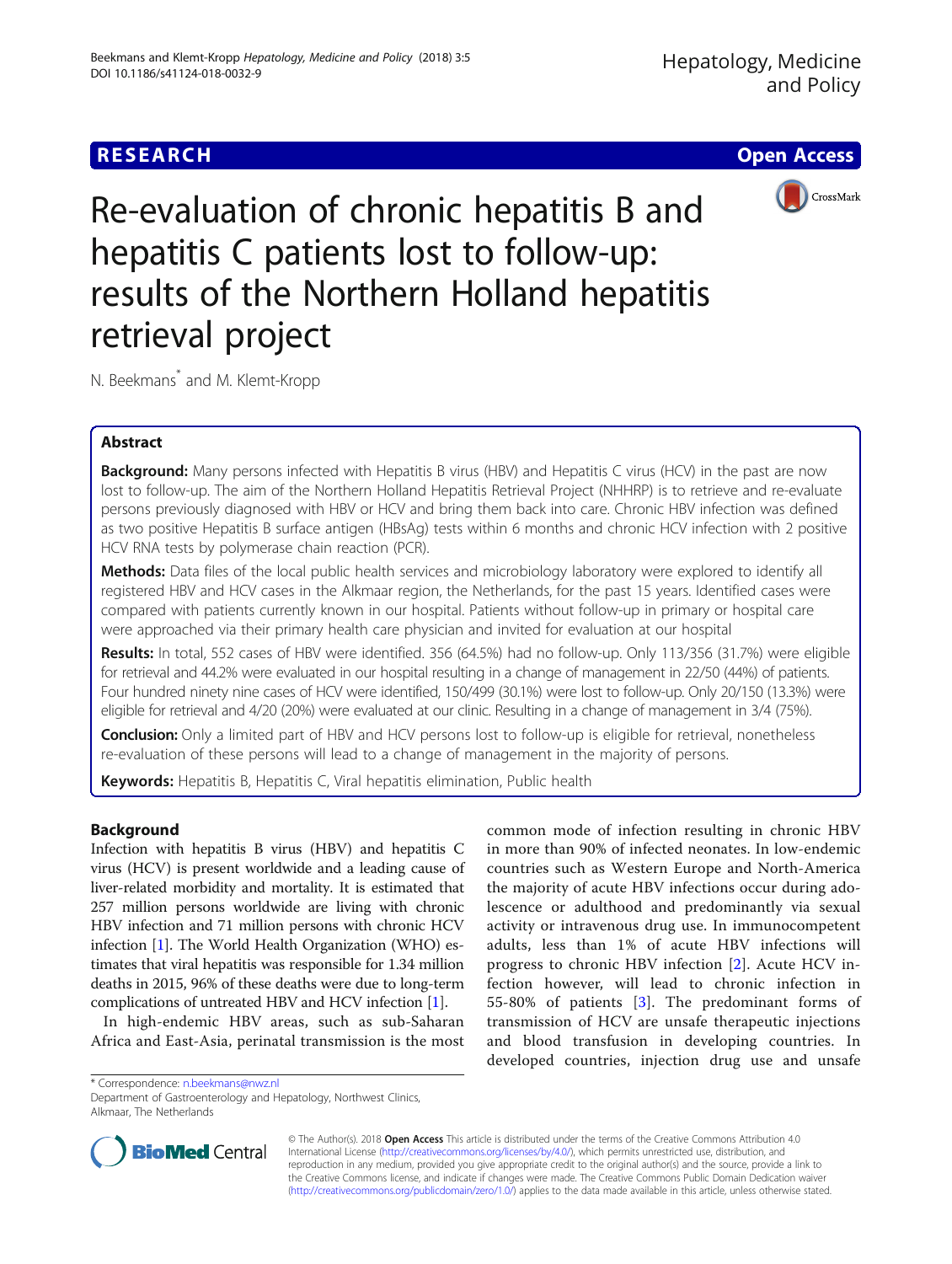RESEARCH Open Access

# Re-evaluation of chronic hepatitis B and hepatitis C patients lost to follow-up: results of the Northern Holland hepatitis retrieval project

N. Beekmans* and M. Klemt-Kropp

## Abstract

**Background:** Many persons infected with Hepatitis B virus (HBV) and Hepatitis C virus (HCV) in the past are now lost to follow-up. The aim of the Northern Holland Hepatitis Retrieval Project (NHHRP) is to retrieve and re-evaluate persons previously diagnosed with HBV or HCV and bring them back into care. Chronic HBV infection was defined as two positive Hepatitis B surface antigen (HBsAg) tests within 6 months and chronic HCV infection with 2 positive HCV RNA tests by polymerase chain reaction (PCR).

**Methods:** Data files of the local public health services and microbiology laboratory were explored to identify all registered HBV and HCV cases in the Alkmaar region, the Netherlands, for the past 15 years. Identified cases were compared with patients currently known in our hospital. Patients without follow-up in primary or hospital care were approached via their primary health care physician and invited for evaluation at our hospital

**Results:** In total, 552 cases of HBV were identified. 356 (64.5%) had no follow-up. Only 113/356 (31.7%) were eligible for retrieval and 44.2% were evaluated in our hospital resulting in a change of management in 22/50 (44%) of patients. Four hundred ninety nine cases of HCV were identified, 150/499 (30.1%) were lost to follow-up. Only 20/150 (13.3%) were eligible for retrieval and 4/20 (20%) were evaluated at our clinic. Resulting in a change of management in 3/4 (75%).

**Conclusion:** Only a limited part of HBV and HCV persons lost to follow-up is eligible for retrieval, nonetheless re-evaluation of these persons will lead to a change of management in the majority of persons.

**Keywords:** Hepatitis B, Hepatitis C, Viral hepatitis elimination, Public health

## Background

Infection with hepatitis B virus (HBV) and hepatitis C virus (HCV) is present worldwide and a leading cause of liver-related morbidity and mortality. It is estimated that 257 million persons worldwide are living with chronic HBV infection and 71 million persons with chronic HCV infection [1]. The World Health Organization (WHO) estimates that viral hepatitis was responsible for 1.34 million deaths in 2015, 96% of these deaths were due to long-term complications of untreated HBV and HCV infection [1].

In high-endemic HBV areas, such as sub-Saharan Africa and East-Asia, perinatal transmission is the most common mode of infection resulting in chronic HBV in more than 90% of infected neonates. In low-endemic countries such as Western Europe and North-America the majority of acute HBV infections occur during adolescence or adulthood and predominantly via sexual activity or intravenous drug use. In immunocompetent adults, less than 1% of acute HBV infections will progress to chronic HBV infection [2]. Acute HCV infection however, will lead to chronic infection in 55-80% of patients [3]. The predominant forms of transmission of HCV are unsafe therapeutic injections and blood transfusion in developing countries. In developed countries, injection drug use and unsafe

* Correspondence: n.beekmans@nwz.nl
Department of Gastroenterology and Hepatology, Northwest Clinics, Alkmaar, The Netherlands

© The Author(s). 2018 **Open Access** This article is distributed under the terms of the Creative Commons Attribution 4.0 International License (http://creativecommons.org/licenses/by/4.0/), which permits unrestricted use, distribution, and reproduction in any medium, provided you give appropriate credit to the original author(s) and the source, provide a link to the Creative Commons license, and indicate if changes were made. The Creative Commons Public Domain Dedication waiver (http://creativecommons.org/publicdomain/zero/1.0/) applies to the data made available in this article, unless otherwise stated.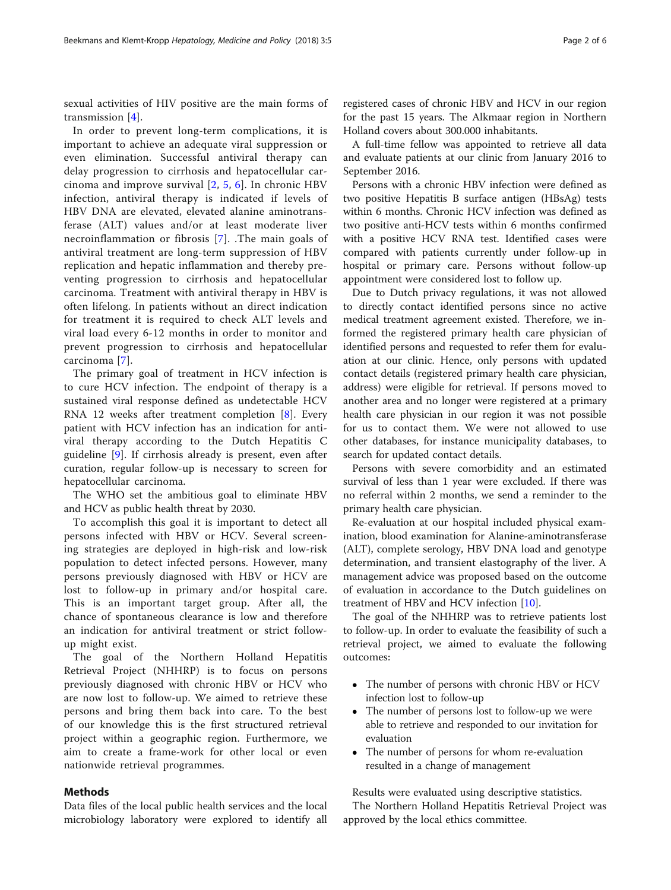sexual activities of HIV positive are the main forms of transmission [4].

In order to prevent long-term complications, it is important to achieve an adequate viral suppression or even elimination. Successful antiviral therapy can delay progression to cirrhosis and hepatocellular carcinoma and improve survival [2, 5, 6]. In chronic HBV infection, antiviral therapy is indicated if levels of HBV DNA are elevated, elevated alanine aminotransferase (ALT) values and/or at least moderate liver necroinflammation or fibrosis [7]. .The main goals of antiviral treatment are long-term suppression of HBV replication and hepatic inflammation and thereby preventing progression to cirrhosis and hepatocellular carcinoma. Treatment with antiviral therapy in HBV is often lifelong. In patients without an direct indication for treatment it is required to check ALT levels and viral load every 6-12 months in order to monitor and prevent progression to cirrhosis and hepatocellular carcinoma [7].

The primary goal of treatment in HCV infection is to cure HCV infection. The endpoint of therapy is a sustained viral response defined as undetectable HCV RNA 12 weeks after treatment completion [8]. Every patient with HCV infection has an indication for antiviral therapy according to the Dutch Hepatitis C guideline [9]. If cirrhosis already is present, even after curation, regular follow-up is necessary to screen for hepatocellular carcinoma.

The WHO set the ambitious goal to eliminate HBV and HCV as public health threat by 2030.

To accomplish this goal it is important to detect all persons infected with HBV or HCV. Several screening strategies are deployed in high-risk and low-risk population to detect infected persons. However, many persons previously diagnosed with HBV or HCV are lost to follow-up in primary and/or hospital care. This is an important target group. After all, the chance of spontaneous clearance is low and therefore an indication for antiviral treatment or strict follow-up might exist.

The goal of the Northern Holland Hepatitis Retrieval Project (NHHRP) is to focus on persons previously diagnosed with chronic HBV or HCV who are now lost to follow-up. We aimed to retrieve these persons and bring them back into care. To the best of our knowledge this is the first structured retrieval project within a geographic region. Furthermore, we aim to create a frame-work for other local or even nationwide retrieval programmes.

## Methods

Data files of the local public health services and the local microbiology laboratory were explored to identify all registered cases of chronic HBV and HCV in our region for the past 15 years. The Alkmaar region in Northern Holland covers about 300.000 inhabitants.

A full-time fellow was appointed to retrieve all data and evaluate patients at our clinic from January 2016 to September 2016.

Persons with a chronic HBV infection were defined as two positive Hepatitis B surface antigen (HBsAg) tests within 6 months. Chronic HCV infection was defined as two positive anti-HCV tests within 6 months confirmed with a positive HCV RNA test. Identified cases were compared with patients currently under follow-up in hospital or primary care. Persons without follow-up appointment were considered lost to follow up.

Due to Dutch privacy regulations, it was not allowed to directly contact identified persons since no active medical treatment agreement existed. Therefore, we informed the registered primary health care physician of identified persons and requested to refer them for evaluation at our clinic. Hence, only persons with updated contact details (registered primary health care physician, address) were eligible for retrieval. If persons moved to another area and no longer were registered at a primary health care physician in our region it was not possible for us to contact them. We were not allowed to use other databases, for instance municipality databases, to search for updated contact details.

Persons with severe comorbidity and an estimated survival of less than 1 year were excluded. If there was no referral within 2 months, we send a reminder to the primary health care physician.

Re-evaluation at our hospital included physical examination, blood examination for Alanine-aminotransferase (ALT), complete serology, HBV DNA load and genotype determination, and transient elastography of the liver. A management advice was proposed based on the outcome of evaluation in accordance to the Dutch guidelines on treatment of HBV and HCV infection [10].

The goal of the NHHRP was to retrieve patients lost to follow-up. In order to evaluate the feasibility of such a retrieval project, we aimed to evaluate the following outcomes:

- The number of persons with chronic HBV or HCV infection lost to follow-up
- The number of persons lost to follow-up we were able to retrieve and responded to our invitation for evaluation
- The number of persons for whom re-evaluation resulted in a change of management

Results were evaluated using descriptive statistics.

The Northern Holland Hepatitis Retrieval Project was approved by the local ethics committee.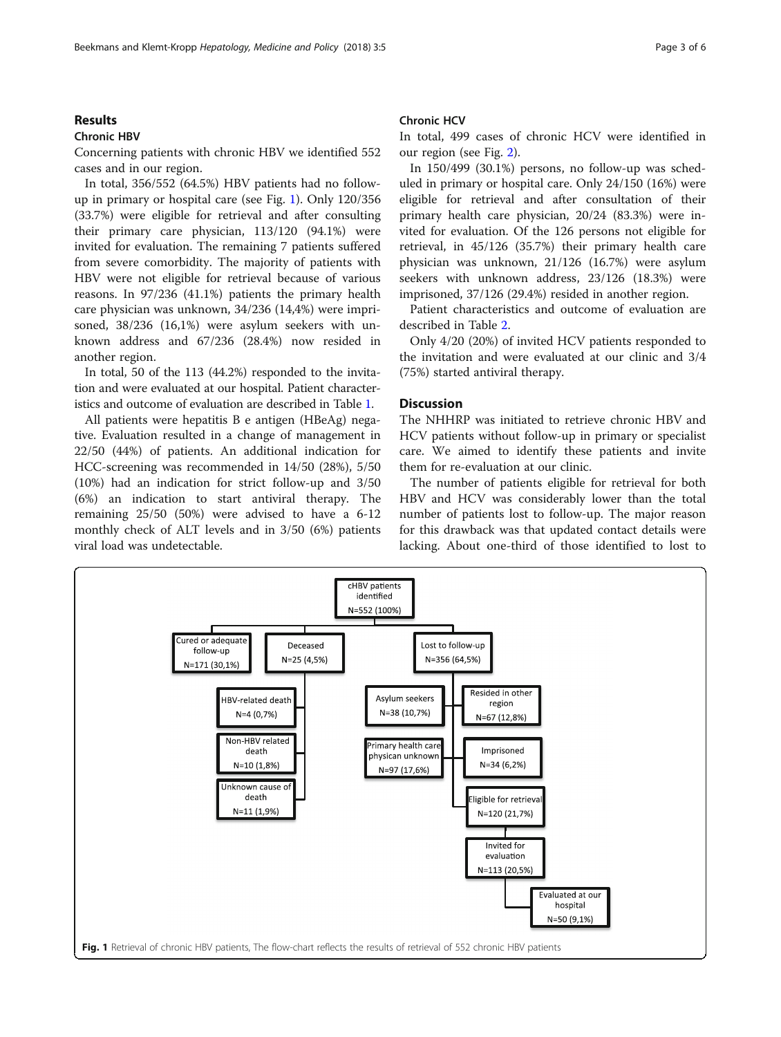## Results

### Chronic HBV

Concerning patients with chronic HBV we identified 552 cases and in our region.

In total, 356/552 (64.5%) HBV patients had no follow-up in primary or hospital care (see Fig. 1). Only 120/356 (33.7%) were eligible for retrieval and after consulting their primary care physician, 113/120 (94.1%) were invited for evaluation. The remaining 7 patients suffered from severe comorbidity. The majority of patients with HBV were not eligible for retrieval because of various reasons. In 97/236 (41.1%) patients the primary health care physician was unknown, 34/236 (14,4%) were imprisoned, 38/236 (16,1%) were asylum seekers with unknown address and 67/236 (28.4%) now resided in another region.

In total, 50 of the 113 (44.2%) responded to the invitation and were evaluated at our hospital. Patient characteristics and outcome of evaluation are described in Table 1.

All patients were hepatitis B e antigen (HBeAg) negative. Evaluation resulted in a change of management in 22/50 (44%) of patients. An additional indication for HCC-screening was recommended in 14/50 (28%), 5/50 (10%) had an indication for strict follow-up and 3/50 (6%) an indication to start antiviral therapy. The remaining 25/50 (50%) were advised to have a 6-12 monthly check of ALT levels and in 3/50 (6%) patients viral load was undetectable.

### Chronic HCV

In total, 499 cases of chronic HCV were identified in our region (see Fig. 2).

In 150/499 (30.1%) persons, no follow-up was scheduled in primary or hospital care. Only 24/150 (16%) were eligible for retrieval and after consultation of their primary health care physician, 20/24 (83.3%) were invited for evaluation. Of the 126 persons not eligible for retrieval, in 45/126 (35.7%) their primary health care physician was unknown, 21/126 (16.7%) were asylum seekers with unknown address, 23/126 (18.3%) were imprisoned, 37/126 (29.4%) resided in another region.

Patient characteristics and outcome of evaluation are described in Table 2.

Only 4/20 (20%) of invited HCV patients responded to the invitation and were evaluated at our clinic and 3/4 (75%) started antiviral therapy.

## Discussion

The NHHRP was initiated to retrieve chronic HBV and HCV patients without follow-up in primary or specialist care. We aimed to identify these patients and invite them for re-evaluation at our clinic.

The number of patients eligible for retrieval for both HBV and HCV was considerably lower than the total number of patients lost to follow-up. The major reason for this drawback was that updated contact details were lacking. About one-third of those identified to lost to

- cHBV patients identified N=552 (100%)
  - Cured or adequate follow-up N=171 (30,1%)
  - Deceased N=25 (4,5%)
    - HBV-related death N=4 (0,7%)
    - Non-HBV related death N=10 (1,8%)
    - Unknown cause of death N=11 (1,9%)
  - Lost to follow-up N=356 (64,5%)
    - Asylum seekers N=38 (10,7%)
    - Resided in other region N=67 (12,8%)
    - Primary health care physican unknown N=97 (17,6%)
    - Imprisoned N=34 (6,2%)
    - Eligible for retrieval N=120 (21,7%)
      - Invited for evaluation N=113 (20,5%)
        - Evaluated at our hospital N=50 (9,1%)

**Fig. 1** Retrieval of chronic HBV patients, The flow-chart reflects the results of retrieval of 552 chronic HBV patients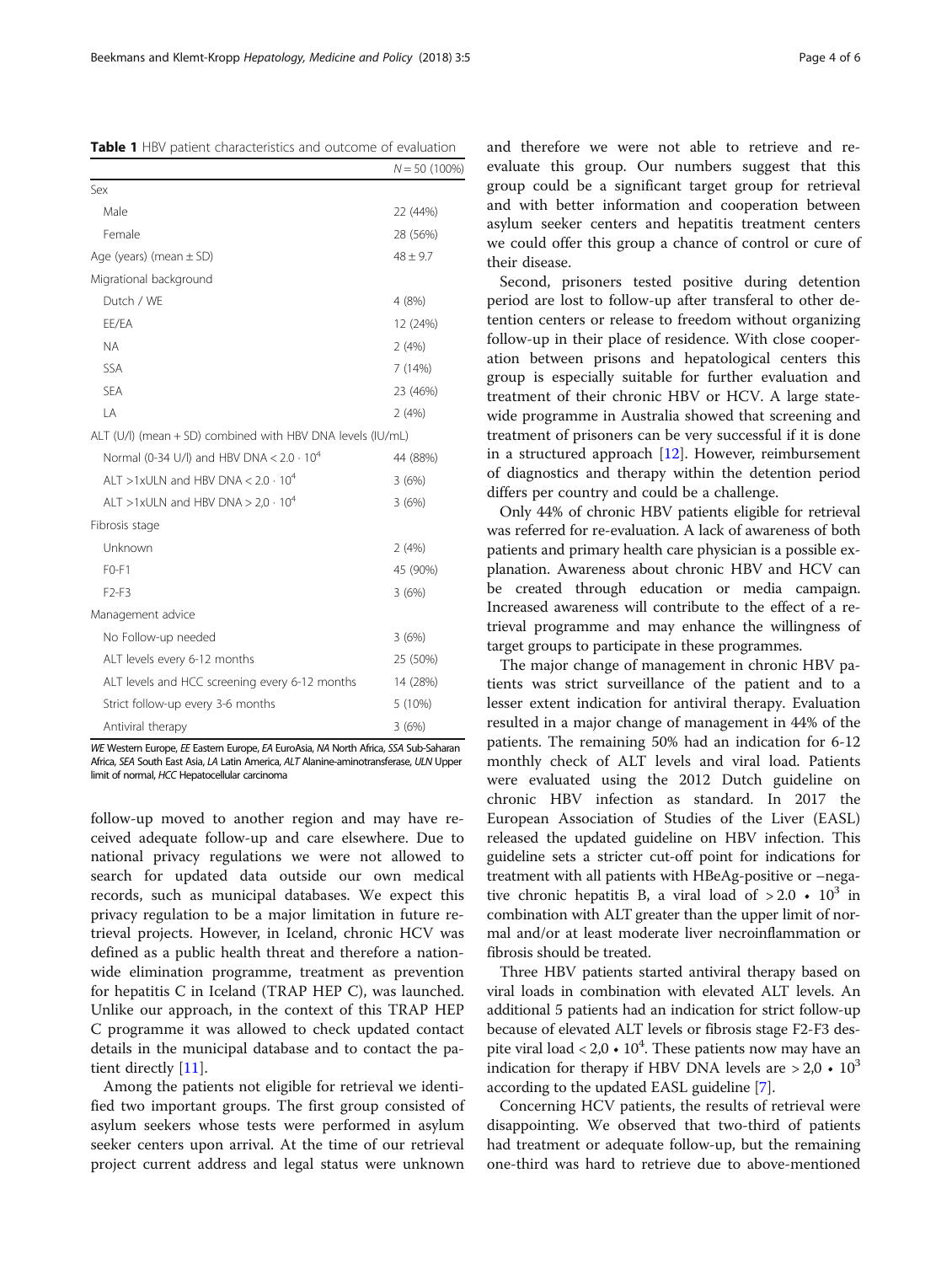**Table 1** HBV patient characteristics and outcome of evaluation

| | $N = 50$ (100%) |
|---|---|
| Sex | |
| Male | 22 (44%) |
| Female | 28 (56%) |
| Age (years) (mean ± SD) | 48 ± 9.7 |
| Migrational background | |
| Dutch / WE | 4 (8%) |
| EE/EA | 12 (24%) |
| NA | 2 (4%) |
| SSA | 7 (14%) |
| SEA | 23 (46%) |
| LA | 2 (4%) |
| ALT (U/l) (mean + SD) combined with HBV DNA levels (IU/mL) | |
| Normal (0-34 U/l) and HBV DNA $< 2.0 \cdot 10^4$ | 44 (88%) |
| ALT >1xULN and HBV DNA $< 2.0 \cdot 10^4$ | 3 (6%) |
| ALT >1xULN and HBV DNA $> 2{,}0 \cdot 10^4$ | 3 (6%) |
| Fibrosis stage | |
| Unknown | 2 (4%) |
| F0-F1 | 45 (90%) |
| F2-F3 | 3 (6%) |
| Management advice | |
| No Follow-up needed | 3 (6%) |
| ALT levels every 6-12 months | 25 (50%) |
| ALT levels and HCC screening every 6-12 months | 14 (28%) |
| Strict follow-up every 3-6 months | 5 (10%) |
| Antiviral therapy | 3 (6%) |

*WE* Western Europe, *EE* Eastern Europe, *EA* EuroAsia, *NA* North Africa, *SSA* Sub-Saharan Africa, *SEA* South East Asia, *LA* Latin America, *ALT* Alanine-aminotransferase, *ULN* Upper limit of normal, *HCC* Hepatocellular carcinoma

follow-up moved to another region and may have received adequate follow-up and care elsewhere. Due to national privacy regulations we were not allowed to search for updated data outside our own medical records, such as municipal databases. We expect this privacy regulation to be a major limitation in future retrieval projects. However, in Iceland, chronic HCV was defined as a public health threat and therefore a nationwide elimination programme, treatment as prevention for hepatitis C in Iceland (TRAP HEP C), was launched. Unlike our approach, in the context of this TRAP HEP C programme it was allowed to check updated contact details in the municipal database and to contact the patient directly [11].

Among the patients not eligible for retrieval we identified two important groups. The first group consisted of asylum seekers whose tests were performed in asylum seeker centers upon arrival. At the time of our retrieval project current address and legal status were unknown and therefore we were not able to retrieve and re-evaluate this group. Our numbers suggest that this group could be a significant target group for retrieval and with better information and cooperation between asylum seeker centers and hepatitis treatment centers we could offer this group a chance of control or cure of their disease.

Second, prisoners tested positive during detention period are lost to follow-up after transferal to other detention centers or release to freedom without organizing follow-up in their place of residence. With close cooperation between prisons and hepatological centers this group is especially suitable for further evaluation and treatment of their chronic HBV or HCV. A large statewide programme in Australia showed that screening and treatment of prisoners can be very successful if it is done in a structured approach [12]. However, reimbursement of diagnostics and therapy within the detention period differs per country and could be a challenge.

Only 44% of chronic HBV patients eligible for retrieval was referred for re-evaluation. A lack of awareness of both patients and primary health care physician is a possible explanation. Awareness about chronic HBV and HCV can be created through education or media campaign. Increased awareness will contribute to the effect of a retrieval programme and may enhance the willingness of target groups to participate in these programmes.

The major change of management in chronic HBV patients was strict surveillance of the patient and to a lesser extent indication for antiviral therapy. Evaluation resulted in a major change of management in 44% of the patients. The remaining 50% had an indication for 6-12 monthly check of ALT levels and viral load. Patients were evaluated using the 2012 Dutch guideline on chronic HBV infection as standard. In 2017 the European Association of Studies of the Liver (EASL) released the updated guideline on HBV infection. This guideline sets a stricter cut-off point for indications for treatment with all patients with HBeAg-positive or –negative chronic hepatitis B, a viral load of $> 2.0 \cdot 10^3$ in combination with ALT greater than the upper limit of normal and/or at least moderate liver necroinflammation or fibrosis should be treated.

Three HBV patients started antiviral therapy based on viral loads in combination with elevated ALT levels. An additional 5 patients had an indication for strict follow-up because of elevated ALT levels or fibrosis stage F2-F3 despite viral load $< 2{,}0 \cdot 10^4$. These patients now may have an indication for therapy if HBV DNA levels are $> 2{,}0 \cdot 10^3$ according to the updated EASL guideline [7].

Concerning HCV patients, the results of retrieval were disappointing. We observed that two-third of patients had treatment or adequate follow-up, but the remaining one-third was hard to retrieve due to above-mentioned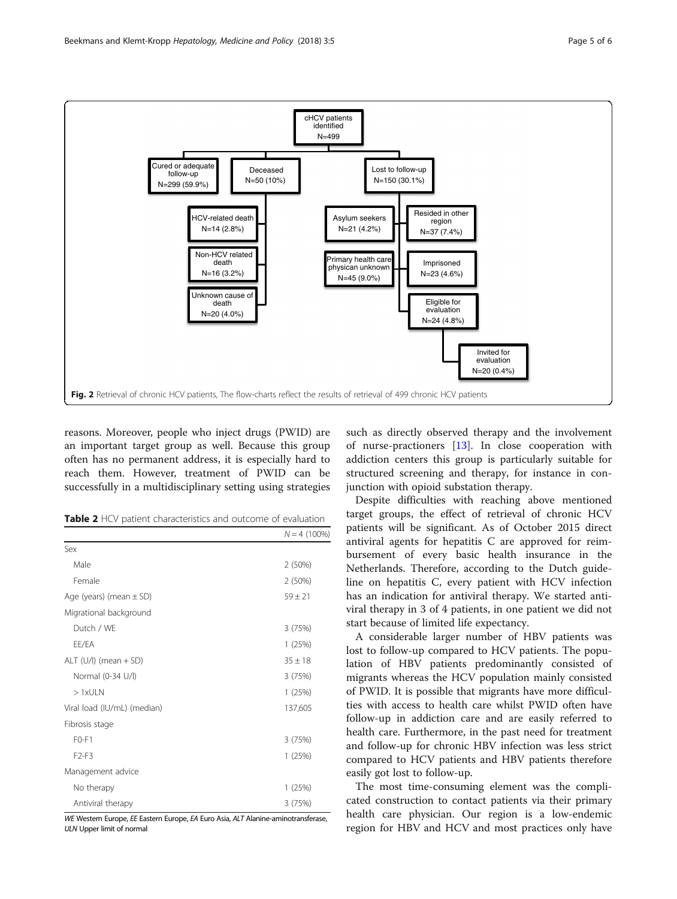cHCV patients identified N=499

Cured or adequate follow-up N=299 (59.9%)

Deceased N=50 (10%)

- HCV-related death N=14 (2.8%)
- Non-HCV related death N=16 (3.2%)
- Unknown cause of death N=20 (4.0%)

Lost to follow-up N=150 (30.1%)

- Asylum seekers N=21 (4.2%)
- Resided in other region N=37 (7.4%)
- Primary health care physican unknown N=45 (9.0%)
- Imprisoned N=23 (4.6%)
- Eligible for evaluation N=24 (4.8%)
  - Invited for evaluation N=20 (0.4%)

**Fig. 2** Retrieval of chronic HCV patients, The flow-charts reflect the results of retrieval of 499 chronic HCV patients

reasons. Moreover, people who inject drugs (PWID) are an important target group as well. Because this group often has no permanent address, it is especially hard to reach them. However, treatment of PWID can be successfully in a multidisciplinary setting using strategies such as directly observed therapy and the involvement of nurse-practioners [13]. In close cooperation with addiction centers this group is particularly suitable for structured screening and therapy, for instance in conjunction with opioid substation therapy.

**Table 2** HCV patient characteristics and outcome of evaluation

| | $N = 4$ (100%) |
|---|---|
| Sex | |
| Male | 2 (50%) |
| Female | 2 (50%) |
| Age (years) (mean ± SD) | 59 ± 21 |
| Migrational background | |
| Dutch / WE | 3 (75%) |
| EE/EA | 1 (25%) |
| ALT (U/l) (mean + SD) | 35 ± 18 |
| Normal (0-34 U/l) | 3 (75%) |
| > 1xULN | 1 (25%) |
| Viral load (IU/mL) (median) | 137,605 |
| Fibrosis stage | |
| F0-F1 | 3 (75%) |
| F2-F3 | 1 (25%) |
| Management advice | |
| No therapy | 1 (25%) |
| Antiviral therapy | 3 (75%) |

*WE* Western Europe, *EE* Eastern Europe, *EA* Euro Asia, *ALT* Alanine-aminotransferase, *ULN* Upper limit of normal

Despite difficulties with reaching above mentioned target groups, the effect of retrieval of chronic HCV patients will be significant. As of October 2015 direct antiviral agents for hepatitis C are approved for reimbursement of every basic health insurance in the Netherlands. Therefore, according to the Dutch guideline on hepatitis C, every patient with HCV infection has an indication for antiviral therapy. We started antiviral therapy in 3 of 4 patients, in one patient we did not start because of limited life expectancy.

A considerable larger number of HBV patients was lost to follow-up compared to HCV patients. The population of HBV patients predominantly consisted of migrants whereas the HCV population mainly consisted of PWID. It is possible that migrants have more difficulties with access to health care whilst PWID often have follow-up in addiction care and are easily referred to health care. Furthermore, in the past need for treatment and follow-up for chronic HBV infection was less strict compared to HCV patients and HBV patients therefore easily got lost to follow-up.

The most time-consuming element was the complicated construction to contact patients via their primary health care physician. Our region is a low-endemic region for HBV and HCV and most practices only have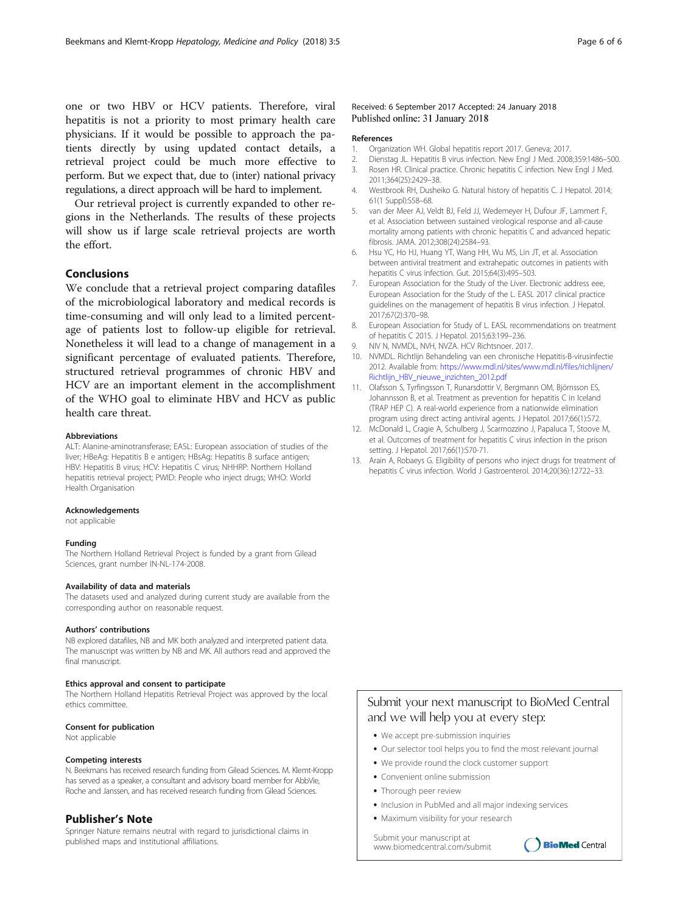one or two HBV or HCV patients. Therefore, viral hepatitis is not a priority to most primary health care physicians. If it would be possible to approach the patients directly by using updated contact details, a retrieval project could be much more effective to perform. But we expect that, due to (inter) national privacy regulations, a direct approach will be hard to implement.

Our retrieval project is currently expanded to other regions in the Netherlands. The results of these projects will show us if large scale retrieval projects are worth the effort.

## Conclusions

We conclude that a retrieval project comparing datafiles of the microbiological laboratory and medical records is time-consuming and will only lead to a limited percentage of patients lost to follow-up eligible for retrieval. Nonetheless it will lead to a change of management in a significant percentage of evaluated patients. Therefore, structured retrieval programmes of chronic HBV and HCV are an important element in the accomplishment of the WHO goal to eliminate HBV and HCV as public health care threat.

#### Abbreviations

ALT: Alanine-aminotransferase; EASL: European association of studies of the liver; HBeAg: Hepatitis B e antigen; HBsAg: Hepatitis B surface antigen; HBV: Hepatitis B virus; HCV: Hepatitis C virus; NHHRP: Northern Holland hepatitis retrieval project; PWID: People who inject drugs; WHO: World Health Organisation

#### Acknowledgements

not applicable

#### Funding

The Northern Holland Retrieval Project is funded by a grant from Gilead Sciences, grant number IN-NL-174-2008.

#### Availability of data and materials

The datasets used and analyzed during current study are available from the corresponding author on reasonable request.

#### Authors' contributions

NB explored datafiles, NB and MK both analyzed and interpreted patient data. The manuscript was written by NB and MK. All authors read and approved the final manuscript.

#### Ethics approval and consent to participate

The Northern Holland Hepatitis Retrieval Project was approved by the local ethics committee.

#### Consent for publication

Not applicable

#### Competing interests

N. Beekmans has received research funding from Gilead Sciences. M. Klemt-Kropp has served as a speaker, a consultant and advisory board member for AbbVie, Roche and Janssen, and has received research funding from Gilead Sciences.

## Publisher's Note

Springer Nature remains neutral with regard to jurisdictional claims in published maps and institutional affiliations.

Received: 6 September 2017 Accepted: 24 January 2018
Published online: 31 January 2018

#### References

1. Organization WH. Global hepatitis report 2017. Geneva; 2017.
2. Dienstag JL. Hepatitis B virus infection. New Engl J Med. 2008;359:1486–500.
3. Rosen HR. Clinical practice. Chronic hepatitis C infection. New Engl J Med. 2011;364(25):2429–38.
4. Westbrook RH, Dusheiko G. Natural history of hepatitis C. J Hepatol. 2014; 61(1 Suppl):S58–68.
5. van der Meer AJ, Veldt BJ, Feld JJ, Wedemeyer H, Dufour JF, Lammert F, et al. Association between sustained virological response and all-cause mortality among patients with chronic hepatitis C and advanced hepatic fibrosis. JAMA. 2012;308(24):2584–93.
6. Hsu YC, Ho HJ, Huang YT, Wang HH, Wu MS, Lin JT, et al. Association between antiviral treatment and extrahepatic outcomes in patients with hepatitis C virus infection. Gut. 2015;64(3):495–503.
7. European Association for the Study of the Liver. Electronic address eee, European Association for the Study of the L. EASL 2017 clinical practice guidelines on the management of hepatitis B virus infection. J Hepatol. 2017;67(2):370–98.
8. European Association for Study of L. EASL recommendations on treatment of hepatitis C 2015. J Hepatol. 2015;63:199–236.
9. NIV N, NVMDL, NVH, NVZA. HCV Richtsnoer. 2017.
10. NVMDL. Richtlijn Behandeling van een chronische Hepatitis-B-virusinfectie 2012. Available from: https://www.mdl.nl/sites/www.mdl.nl/files/richlijnen/Richtlijn_HBV_nieuwe_inzichten_2012.pdf
11. Olafsson S, Tyrfingsson T, Runarsdottir V, Bergmann OM, Björnsson ES, Johannsson B, et al. Treatment as prevention for hepatitis C in Iceland (TRAP HEP C). A real-world experience from a nationwide elimination program using direct acting antiviral agents. J Hepatol. 2017;66(1):S72.
12. McDonald L, Cragie A, Schulberg J, Scarmozzino J, Papaluca T, Stoove M, et al. Outcomes of treatment for hepatitis C virus infection in the prison setting. J Hepatol. 2017;66(1):S70-71.
13. Arain A, Robaeys G. Eligibility of persons who inject drugs for treatment of hepatitis C virus infection. World J Gastroenterol. 2014;20(36):12722–33.